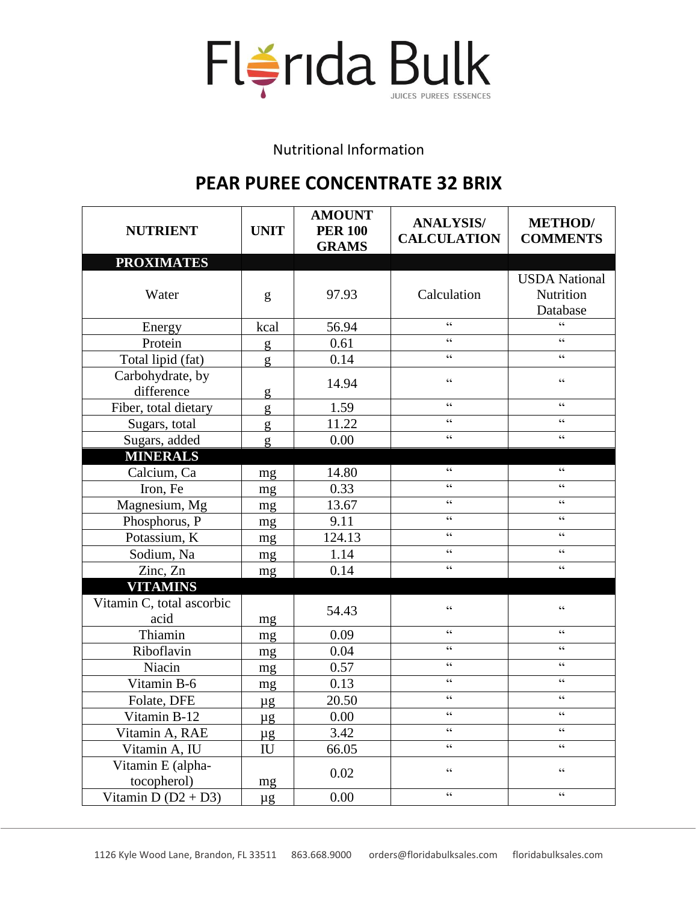# Florida Bulk

JUICES PUREES ESSENCES

Nutritional Information

## PEAR PUREE CONCENTRATE 32 BRIX

| NUTRIENT | UNIT | AMOUNT PER 100 GRAMS | ANALYSIS/ CALCULATION | METHOD/ COMMENTS |
|---|---|---|---|---|
| **PROXIMATES** | | | | |
| Water | g | 97.93 | Calculation | USDA National Nutrition Database |
| Energy | kcal | 56.94 | " | " |
| Protein | g | 0.61 | " | " |
| Total lipid (fat) | g | 0.14 | " | " |
| Carbohydrate, by difference | g | 14.94 | " | " |
| Fiber, total dietary | g | 1.59 | " | " |
| Sugars, total | g | 11.22 | " | " |
| Sugars, added | g | 0.00 | " | " |
| **MINERALS** | | | | |
| Calcium, Ca | mg | 14.80 | " | " |
| Iron, Fe | mg | 0.33 | " | " |
| Magnesium, Mg | mg | 13.67 | " | " |
| Phosphorus, P | mg | 9.11 | " | " |
| Potassium, K | mg | 124.13 | " | " |
| Sodium, Na | mg | 1.14 | " | " |
| Zinc, Zn | mg | 0.14 | " | " |
| **VITAMINS** | | | | |
| Vitamin C, total ascorbic acid | mg | 54.43 | " | " |
| Thiamin | mg | 0.09 | " | " |
| Riboflavin | mg | 0.04 | " | " |
| Niacin | mg | 0.57 | " | " |
| Vitamin B-6 | mg | 0.13 | " | " |
| Folate, DFE | µg | 20.50 | " | " |
| Vitamin B-12 | µg | 0.00 | " | " |
| Vitamin A, RAE | µg | 3.42 | " | " |
| Vitamin A, IU | IU | 66.05 | " | " |
| Vitamin E (alpha-tocopherol) | mg | 0.02 | " | " |
| Vitamin D (D2 + D3) | µg | 0.00 | " | " |

1126 Kyle Wood Lane, Brandon, FL 33511    863.668.9000    orders@floridabulksales.com    floridabulksales.com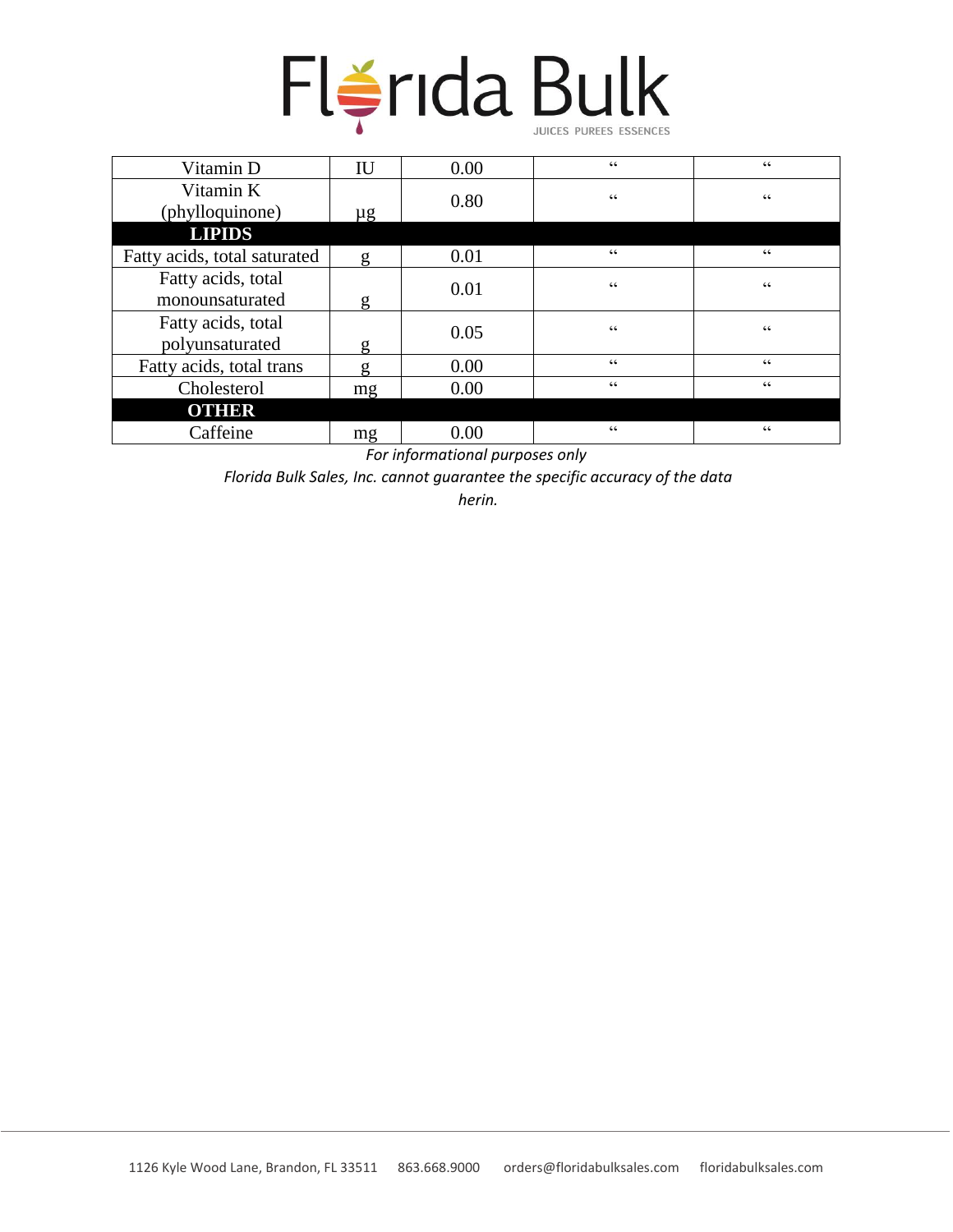| | | | | |
|---|---|---|---|---|
| Vitamin D | IU | 0.00 | " | " |
| Vitamin K (phylloquinone) | µg | 0.80 | " | " |
| **LIPIDS** | | | | |
| Fatty acids, total saturated | g | 0.01 | " | " |
| Fatty acids, total monounsaturated | g | 0.01 | " | " |
| Fatty acids, total polyunsaturated | g | 0.05 | " | " |
| Fatty acids, total trans | g | 0.00 | " | " |
| Cholesterol | mg | 0.00 | " | " |
| **OTHER** | | | | |
| Caffeine | mg | 0.00 | " | " |

*For informational purposes only*

*Florida Bulk Sales, Inc. cannot guarantee the specific accuracy of the data herin.*